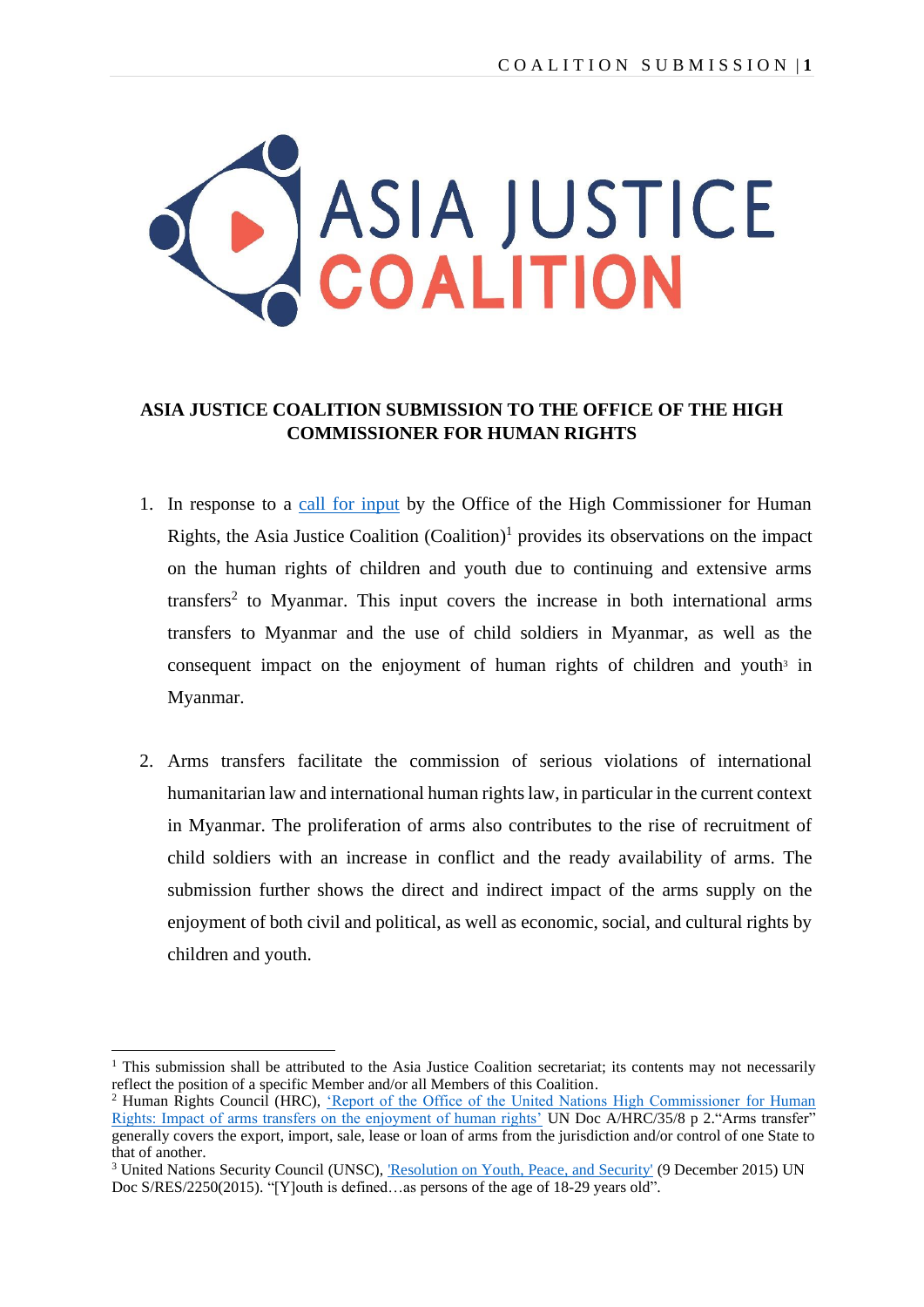# ASIA JUSTICE COALITION SUBMISSION TO THE OFFICE OF THE HIGH COMMISSIONER FOR HUMAN RIGHTS

1. In response to a call for input by the Office of the High Commissioner for Human Rights, the Asia Justice Coalition (Coalition)[1] provides its observations on the impact on the human rights of children and youth due to continuing and extensive arms transfers[2] to Myanmar. This input covers the increase in both international arms transfers to Myanmar and the use of child soldiers in Myanmar, as well as the consequent impact on the enjoyment of human rights of children and youth[3] in Myanmar.

2. Arms transfers facilitate the commission of serious violations of international humanitarian law and international human rights law, in particular in the current context in Myanmar. The proliferation of arms also contributes to the rise of recruitment of child soldiers with an increase in conflict and the ready availability of arms. The submission further shows the direct and indirect impact of the arms supply on the enjoyment of both civil and political, as well as economic, social, and cultural rights by children and youth.

---

[1] This submission shall be attributed to the Asia Justice Coalition secretariat; its contents may not necessarily reflect the position of a specific Member and/or all Members of this Coalition.

[2] Human Rights Council (HRC), 'Report of the Office of the United Nations High Commissioner for Human Rights: Impact of arms transfers on the enjoyment of human rights' UN Doc A/HRC/35/8 p 2."Arms transfer" generally covers the export, import, sale, lease or loan of arms from the jurisdiction and/or control of one State to that of another.

[3] United Nations Security Council (UNSC), 'Resolution on Youth, Peace, and Security' (9 December 2015) UN Doc S/RES/2250(2015). "[Y]outh is defined…as persons of the age of 18-29 years old".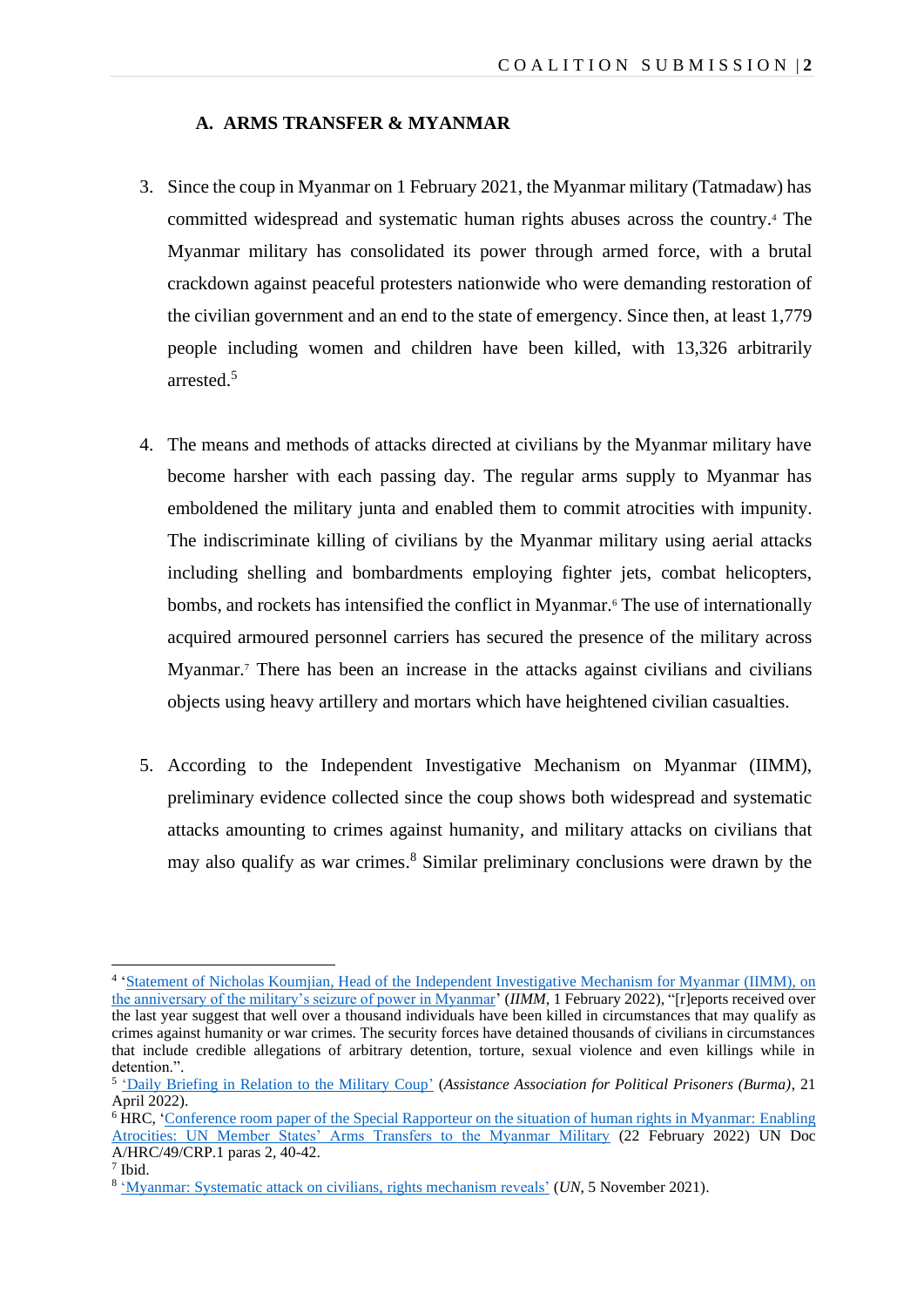## A. ARMS TRANSFER & MYANMAR

3. Since the coup in Myanmar on 1 February 2021, the Myanmar military (Tatmadaw) has committed widespread and systematic human rights abuses across the country.[4] The Myanmar military has consolidated its power through armed force, with a brutal crackdown against peaceful protesters nationwide who were demanding restoration of the civilian government and an end to the state of emergency. Since then, at least 1,779 people including women and children have been killed, with 13,326 arbitrarily arrested.[5]

4. The means and methods of attacks directed at civilians by the Myanmar military have become harsher with each passing day. The regular arms supply to Myanmar has emboldened the military junta and enabled them to commit atrocities with impunity. The indiscriminate killing of civilians by the Myanmar military using aerial attacks including shelling and bombardments employing fighter jets, combat helicopters, bombs, and rockets has intensified the conflict in Myanmar.[6] The use of internationally acquired armoured personnel carriers has secured the presence of the military across Myanmar.[7] There has been an increase in the attacks against civilians and civilians objects using heavy artillery and mortars which have heightened civilian casualties.

5. According to the Independent Investigative Mechanism on Myanmar (IIMM), preliminary evidence collected since the coup shows both widespread and systematic attacks amounting to crimes against humanity, and military attacks on civilians that may also qualify as war crimes.[8] Similar preliminary conclusions were drawn by the

---

[4] 'Statement of Nicholas Koumjian, Head of the Independent Investigative Mechanism for Myanmar (IIMM), on the anniversary of the military's seizure of power in Myanmar' (*IIMM*, 1 February 2022), "[r]eports received over the last year suggest that well over a thousand individuals have been killed in circumstances that may qualify as crimes against humanity or war crimes. The security forces have detained thousands of civilians in circumstances that include credible allegations of arbitrary detention, torture, sexual violence and even killings while in detention.".

[5] 'Daily Briefing in Relation to the Military Coup' (*Assistance Association for Political Prisoners (Burma)*, 21 April 2022).

[6] HRC, 'Conference room paper of the Special Rapporteur on the situation of human rights in Myanmar: Enabling Atrocities: UN Member States' Arms Transfers to the Myanmar Military (22 February 2022) UN Doc A/HRC/49/CRP.1 paras 2, 40-42.

[7] Ibid.

[8] 'Myanmar: Systematic attack on civilians, rights mechanism reveals' (*UN*, 5 November 2021).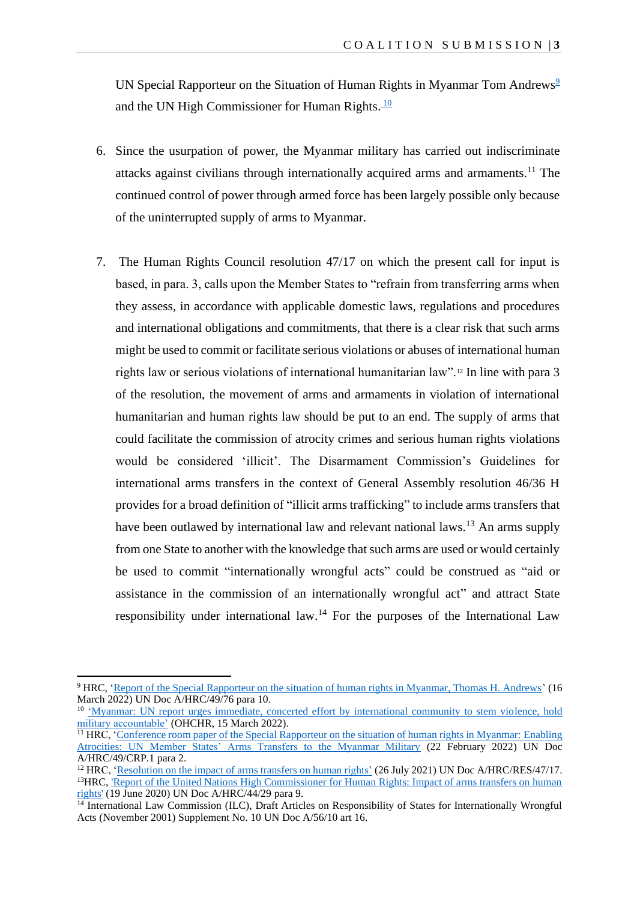UN Special Rapporteur on the Situation of Human Rights in Myanmar Tom Andrews[9] and the UN High Commissioner for Human Rights.[10]

6. Since the usurpation of power, the Myanmar military has carried out indiscriminate attacks against civilians through internationally acquired arms and armaments.[11] The continued control of power through armed force has been largely possible only because of the uninterrupted supply of arms to Myanmar.

7. The Human Rights Council resolution 47/17 on which the present call for input is based, in para. 3, calls upon the Member States to "refrain from transferring arms when they assess, in accordance with applicable domestic laws, regulations and procedures and international obligations and commitments, that there is a clear risk that such arms might be used to commit or facilitate serious violations or abuses of international human rights law or serious violations of international humanitarian law".[12] In line with para 3 of the resolution, the movement of arms and armaments in violation of international humanitarian and human rights law should be put to an end. The supply of arms that could facilitate the commission of atrocity crimes and serious human rights violations would be considered 'illicit'. The Disarmament Commission's Guidelines for international arms transfers in the context of General Assembly resolution 46/36 H provides for a broad definition of "illicit arms trafficking" to include arms transfers that have been outlawed by international law and relevant national laws.[13] An arms supply from one State to another with the knowledge that such arms are used or would certainly be used to commit "internationally wrongful acts" could be construed as "aid or assistance in the commission of an internationally wrongful act" and attract State responsibility under international law.[14] For the purposes of the International Law

---

[9] HRC, 'Report of the Special Rapporteur on the situation of human rights in Myanmar, Thomas H. Andrews' (16 March 2022) UN Doc A/HRC/49/76 para 10.

[10] 'Myanmar: UN report urges immediate, concerted effort by international community to stem violence, hold military accountable' (OHCHR, 15 March 2022).

[11] HRC, 'Conference room paper of the Special Rapporteur on the situation of human rights in Myanmar: Enabling Atrocities: UN Member States' Arms Transfers to the Myanmar Military (22 February 2022) UN Doc A/HRC/49/CRP.1 para 2.

[12] HRC, 'Resolution on the impact of arms transfers on human rights' (26 July 2021) UN Doc A/HRC/RES/47/17.

[13] HRC, 'Report of the United Nations High Commissioner for Human Rights: Impact of arms transfers on human rights' (19 June 2020) UN Doc A/HRC/44/29 para 9.

[14] International Law Commission (ILC), Draft Articles on Responsibility of States for Internationally Wrongful Acts (November 2001) Supplement No. 10 UN Doc A/56/10 art 16.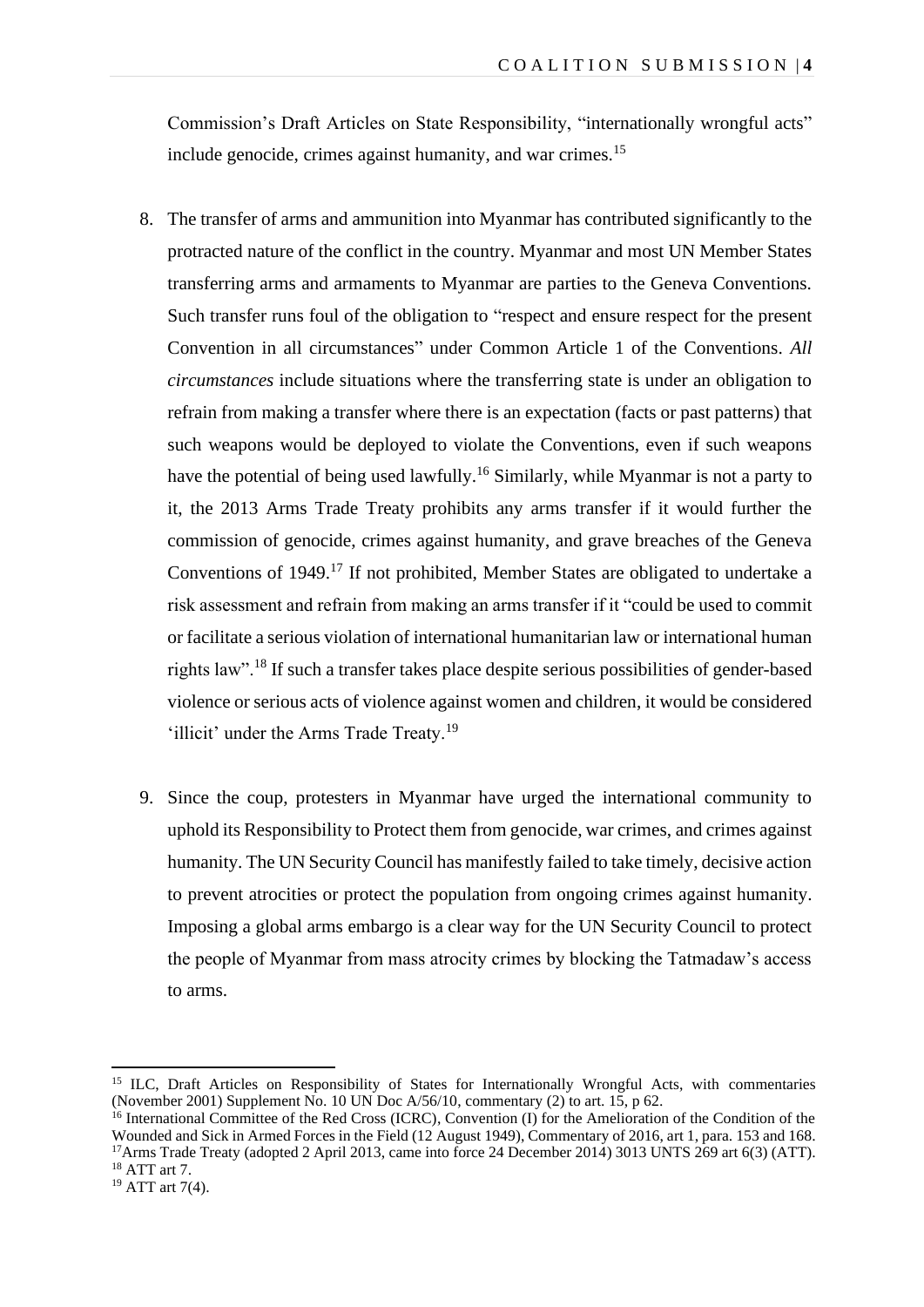Commission's Draft Articles on State Responsibility, "internationally wrongful acts" include genocide, crimes against humanity, and war crimes.[15]

8. The transfer of arms and ammunition into Myanmar has contributed significantly to the protracted nature of the conflict in the country. Myanmar and most UN Member States transferring arms and armaments to Myanmar are parties to the Geneva Conventions. Such transfer runs foul of the obligation to "respect and ensure respect for the present Convention in all circumstances" under Common Article 1 of the Conventions. *All circumstances* include situations where the transferring state is under an obligation to refrain from making a transfer where there is an expectation (facts or past patterns) that such weapons would be deployed to violate the Conventions, even if such weapons have the potential of being used lawfully.[16] Similarly, while Myanmar is not a party to it, the 2013 Arms Trade Treaty prohibits any arms transfer if it would further the commission of genocide, crimes against humanity, and grave breaches of the Geneva Conventions of 1949.[17] If not prohibited, Member States are obligated to undertake a risk assessment and refrain from making an arms transfer if it "could be used to commit or facilitate a serious violation of international humanitarian law or international human rights law".[18] If such a transfer takes place despite serious possibilities of gender-based violence or serious acts of violence against women and children, it would be considered 'illicit' under the Arms Trade Treaty.[19]

9. Since the coup, protesters in Myanmar have urged the international community to uphold its Responsibility to Protect them from genocide, war crimes, and crimes against humanity. The UN Security Council has manifestly failed to take timely, decisive action to prevent atrocities or protect the population from ongoing crimes against humanity. Imposing a global arms embargo is a clear way for the UN Security Council to protect the people of Myanmar from mass atrocity crimes by blocking the Tatmadaw's access to arms.

---

[15] ILC, Draft Articles on Responsibility of States for Internationally Wrongful Acts, with commentaries (November 2001) Supplement No. 10 UN Doc A/56/10, commentary (2) to art. 15, p 62.

[16] International Committee of the Red Cross (ICRC), Convention (I) for the Amelioration of the Condition of the Wounded and Sick in Armed Forces in the Field (12 August 1949), Commentary of 2016, art 1, para. 153 and 168.

[17] Arms Trade Treaty (adopted 2 April 2013, came into force 24 December 2014) 3013 UNTS 269 art 6(3) (ATT).

[18] ATT art 7.

[19] ATT art 7(4).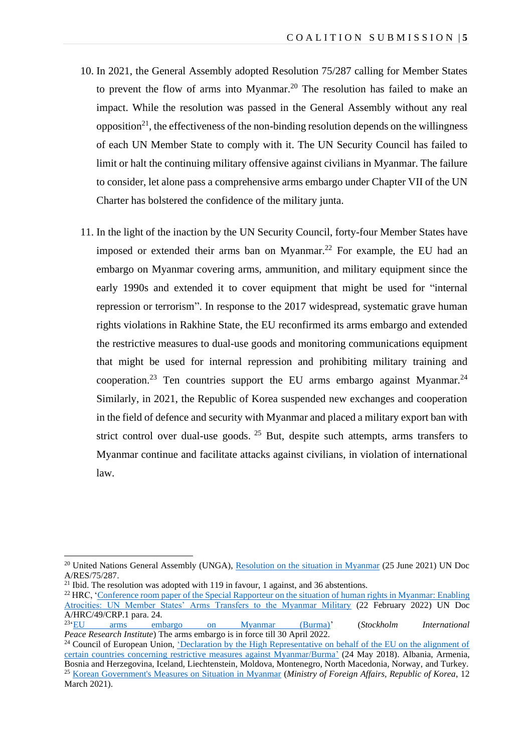10. In 2021, the General Assembly adopted Resolution 75/287 calling for Member States to prevent the flow of arms into Myanmar.[20] The resolution has failed to make an impact. While the resolution was passed in the General Assembly without any real opposition[21], the effectiveness of the non-binding resolution depends on the willingness of each UN Member State to comply with it. The UN Security Council has failed to limit or halt the continuing military offensive against civilians in Myanmar. The failure to consider, let alone pass a comprehensive arms embargo under Chapter VII of the UN Charter has bolstered the confidence of the military junta.

11. In the light of the inaction by the UN Security Council, forty-four Member States have imposed or extended their arms ban on Myanmar.[22] For example, the EU had an embargo on Myanmar covering arms, ammunition, and military equipment since the early 1990s and extended it to cover equipment that might be used for "internal repression or terrorism". In response to the 2017 widespread, systematic grave human rights violations in Rakhine State, the EU reconfirmed its arms embargo and extended the restrictive measures to dual-use goods and monitoring communications equipment that might be used for internal repression and prohibiting military training and cooperation.[23] Ten countries support the EU arms embargo against Myanmar.[24] Similarly, in 2021, the Republic of Korea suspended new exchanges and cooperation in the field of defence and security with Myanmar and placed a military export ban with strict control over dual-use goods.[25] But, despite such attempts, arms transfers to Myanmar continue and facilitate attacks against civilians, in violation of international law.

---

[20] United Nations General Assembly (UNGA), Resolution on the situation in Myanmar (25 June 2021) UN Doc A/RES/75/287.

[21] Ibid. The resolution was adopted with 119 in favour, 1 against, and 36 abstentions.

[22] HRC, 'Conference room paper of the Special Rapporteur on the situation of human rights in Myanmar: Enabling Atrocities: UN Member States' Arms Transfers to the Myanmar Military (22 February 2022) UN Doc A/HRC/49/CRP.1 para. 24.

[23] 'EU arms embargo on Myanmar (Burma)' (*Stockholm International Peace Research Institute*) The arms embargo is in force till 30 April 2022.

[24] Council of European Union, 'Declaration by the High Representative on behalf of the EU on the alignment of certain countries concerning restrictive measures against Myanmar/Burma' (24 May 2018). Albania, Armenia, Bosnia and Herzegovina, Iceland, Liechtenstein, Moldova, Montenegro, North Macedonia, Norway, and Turkey.

[25] Korean Government's Measures on Situation in Myanmar (*Ministry of Foreign Affairs, Republic of Korea*, 12 March 2021).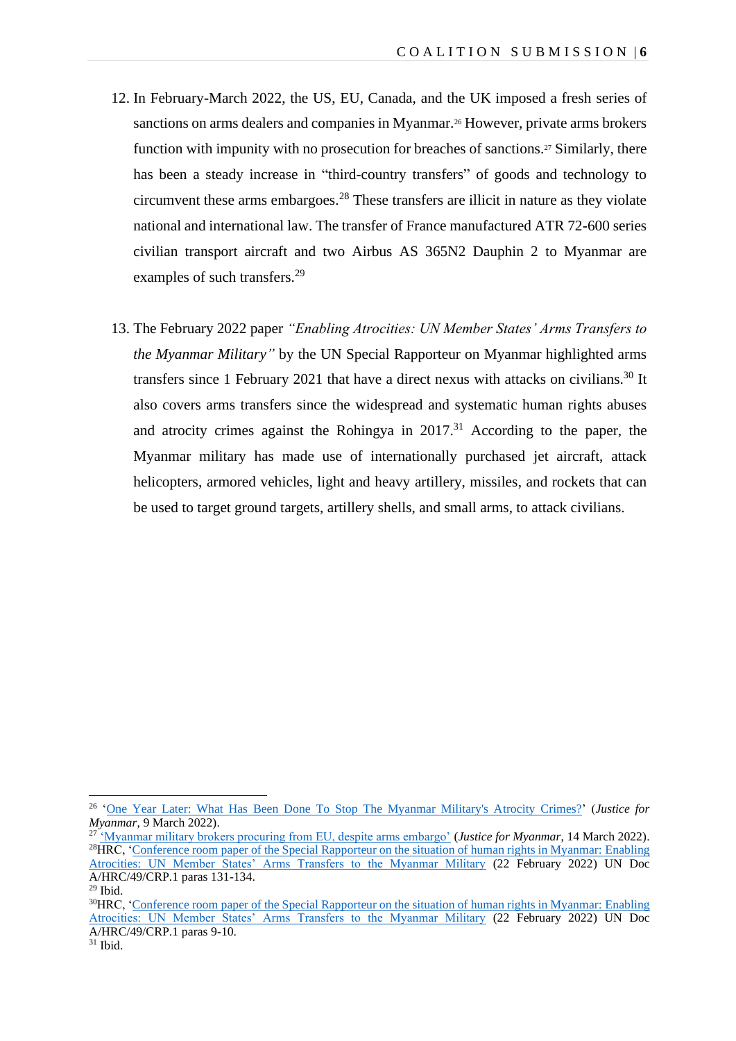12. In February-March 2022, the US, EU, Canada, and the UK imposed a fresh series of sanctions on arms dealers and companies in Myanmar.[26] However, private arms brokers function with impunity with no prosecution for breaches of sanctions.[27] Similarly, there has been a steady increase in "third-country transfers" of goods and technology to circumvent these arms embargoes.[28] These transfers are illicit in nature as they violate national and international law. The transfer of France manufactured ATR 72-600 series civilian transport aircraft and two Airbus AS 365N2 Dauphin 2 to Myanmar are examples of such transfers.[29]

13. The February 2022 paper *"Enabling Atrocities: UN Member States' Arms Transfers to the Myanmar Military"* by the UN Special Rapporteur on Myanmar highlighted arms transfers since 1 February 2021 that have a direct nexus with attacks on civilians.[30] It also covers arms transfers since the widespread and systematic human rights abuses and atrocity crimes against the Rohingya in 2017.[31] According to the paper, the Myanmar military has made use of internationally purchased jet aircraft, attack helicopters, armored vehicles, light and heavy artillery, missiles, and rockets that can be used to target ground targets, artillery shells, and small arms, to attack civilians.

---

[26] 'One Year Later: What Has Been Done To Stop The Myanmar Military's Atrocity Crimes?' (*Justice for Myanmar*, 9 March 2022).

[27] 'Myanmar military brokers procuring from EU, despite arms embargo' (*Justice for Myanmar*, 14 March 2022).

[28] HRC, 'Conference room paper of the Special Rapporteur on the situation of human rights in Myanmar: Enabling Atrocities: UN Member States' Arms Transfers to the Myanmar Military (22 February 2022) UN Doc A/HRC/49/CRP.1 paras 131-134.

[29] Ibid.

[30] HRC, 'Conference room paper of the Special Rapporteur on the situation of human rights in Myanmar: Enabling Atrocities: UN Member States' Arms Transfers to the Myanmar Military (22 February 2022) UN Doc A/HRC/49/CRP.1 paras 9-10.

[31] Ibid.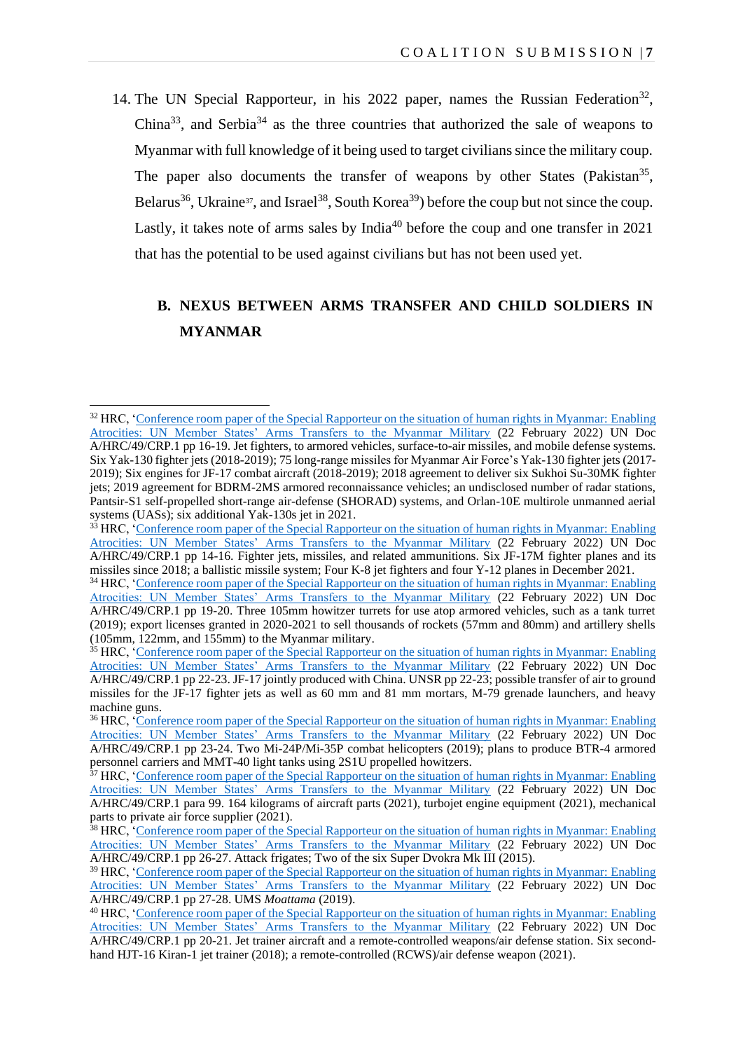14. The UN Special Rapporteur, in his 2022 paper, names the Russian Federation[32], China[33], and Serbia[34] as the three countries that authorized the sale of weapons to Myanmar with full knowledge of it being used to target civilians since the military coup. The paper also documents the transfer of weapons by other States (Pakistan[35], Belarus[36], Ukraine[37], and Israel[38], South Korea[39]) before the coup but not since the coup. Lastly, it takes note of arms sales by India[40] before the coup and one transfer in 2021 that has the potential to be used against civilians but has not been used yet.

## B. NEXUS BETWEEN ARMS TRANSFER AND CHILD SOLDIERS IN MYANMAR

---

[32] HRC, 'Conference room paper of the Special Rapporteur on the situation of human rights in Myanmar: Enabling Atrocities: UN Member States' Arms Transfers to the Myanmar Military (22 February 2022) UN Doc A/HRC/49/CRP.1 pp 16-19. Jet fighters, to armored vehicles, surface-to-air missiles, and mobile defense systems. Six Yak-130 fighter jets (2018-2019); 75 long-range missiles for Myanmar Air Force's Yak-130 fighter jets (2017-2019); Six engines for JF-17 combat aircraft (2018-2019); 2018 agreement to deliver six Sukhoi Su-30MK fighter jets; 2019 agreement for BDRM-2MS armored reconnaissance vehicles; an undisclosed number of radar stations, Pantsir-S1 self-propelled short-range air-defense (SHORAD) systems, and Orlan-10E multirole unmanned aerial systems (UASs); six additional Yak-130s jet in 2021.

[33] HRC, 'Conference room paper of the Special Rapporteur on the situation of human rights in Myanmar: Enabling Atrocities: UN Member States' Arms Transfers to the Myanmar Military (22 February 2022) UN Doc A/HRC/49/CRP.1 pp 14-16. Fighter jets, missiles, and related ammunitions. Six JF-17M fighter planes and its missiles since 2018; a ballistic missile system; Four K-8 jet fighters and four Y-12 planes in December 2021.

[34] HRC, 'Conference room paper of the Special Rapporteur on the situation of human rights in Myanmar: Enabling Atrocities: UN Member States' Arms Transfers to the Myanmar Military (22 February 2022) UN Doc A/HRC/49/CRP.1 pp 19-20. Three 105mm howitzer turrets for use atop armored vehicles, such as a tank turret (2019); export licenses granted in 2020-2021 to sell thousands of rockets (57mm and 80mm) and artillery shells (105mm, 122mm, and 155mm) to the Myanmar military.

[35] HRC, 'Conference room paper of the Special Rapporteur on the situation of human rights in Myanmar: Enabling Atrocities: UN Member States' Arms Transfers to the Myanmar Military (22 February 2022) UN Doc A/HRC/49/CRP.1 pp 22-23. JF-17 jointly produced with China. UNSR pp 22-23; possible transfer of air to ground missiles for the JF-17 fighter jets as well as 60 mm and 81 mm mortars, M-79 grenade launchers, and heavy machine guns.

[36] HRC, 'Conference room paper of the Special Rapporteur on the situation of human rights in Myanmar: Enabling Atrocities: UN Member States' Arms Transfers to the Myanmar Military (22 February 2022) UN Doc A/HRC/49/CRP.1 pp 23-24. Two Mi-24P/Mi-35P combat helicopters (2019); plans to produce BTR-4 armored personnel carriers and MMT-40 light tanks using 2S1U propelled howitzers.

[37] HRC, 'Conference room paper of the Special Rapporteur on the situation of human rights in Myanmar: Enabling Atrocities: UN Member States' Arms Transfers to the Myanmar Military (22 February 2022) UN Doc A/HRC/49/CRP.1 para 99. 164 kilograms of aircraft parts (2021), turbojet engine equipment (2021), mechanical parts to private air force supplier (2021).

[38] HRC, 'Conference room paper of the Special Rapporteur on the situation of human rights in Myanmar: Enabling Atrocities: UN Member States' Arms Transfers to the Myanmar Military (22 February 2022) UN Doc A/HRC/49/CRP.1 pp 26-27. Attack frigates; Two of the six Super Dvokra Mk III (2015).

[39] HRC, 'Conference room paper of the Special Rapporteur on the situation of human rights in Myanmar: Enabling Atrocities: UN Member States' Arms Transfers to the Myanmar Military (22 February 2022) UN Doc A/HRC/49/CRP.1 pp 27-28. UMS *Moattama* (2019).

[40] HRC, 'Conference room paper of the Special Rapporteur on the situation of human rights in Myanmar: Enabling Atrocities: UN Member States' Arms Transfers to the Myanmar Military (22 February 2022) UN Doc A/HRC/49/CRP.1 pp 20-21. Jet trainer aircraft and a remote-controlled weapons/air defense station. Six second-hand HJT-16 Kiran-1 jet trainer (2018); a remote-controlled (RCWS)/air defense weapon (2021).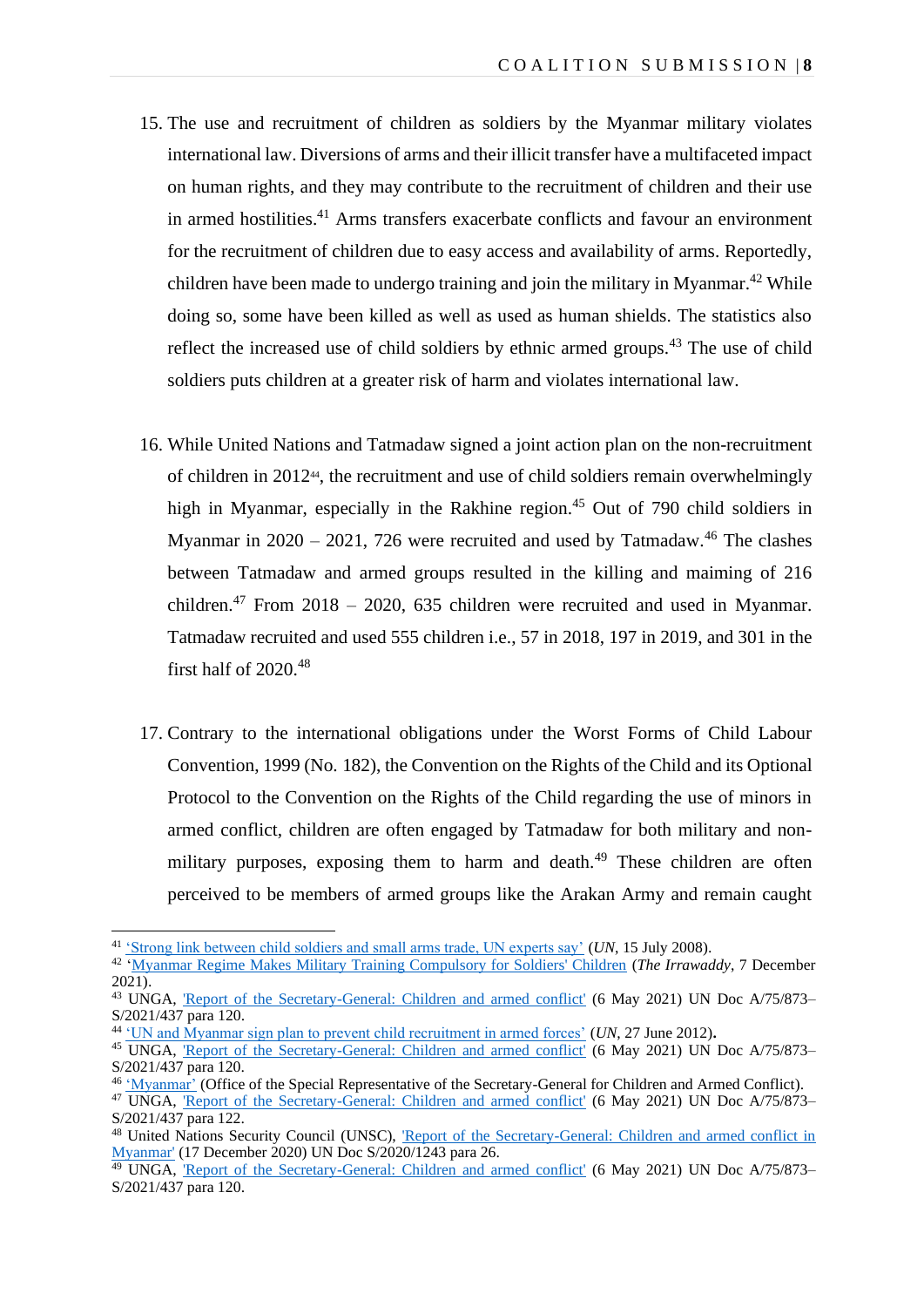15. The use and recruitment of children as soldiers by the Myanmar military violates international law. Diversions of arms and their illicit transfer have a multifaceted impact on human rights, and they may contribute to the recruitment of children and their use in armed hostilities.[41] Arms transfers exacerbate conflicts and favour an environment for the recruitment of children due to easy access and availability of arms. Reportedly, children have been made to undergo training and join the military in Myanmar.[42] While doing so, some have been killed as well as used as human shields. The statistics also reflect the increased use of child soldiers by ethnic armed groups.[43] The use of child soldiers puts children at a greater risk of harm and violates international law.

16. While United Nations and Tatmadaw signed a joint action plan on the non-recruitment of children in 2012[44], the recruitment and use of child soldiers remain overwhelmingly high in Myanmar, especially in the Rakhine region.[45] Out of 790 child soldiers in Myanmar in 2020 – 2021, 726 were recruited and used by Tatmadaw.[46] The clashes between Tatmadaw and armed groups resulted in the killing and maiming of 216 children.[47] From 2018 – 2020, 635 children were recruited and used in Myanmar. Tatmadaw recruited and used 555 children i.e., 57 in 2018, 197 in 2019, and 301 in the first half of 2020.[48]

17. Contrary to the international obligations under the Worst Forms of Child Labour Convention, 1999 (No. 182), the Convention on the Rights of the Child and its Optional Protocol to the Convention on the Rights of the Child regarding the use of minors in armed conflict, children are often engaged by Tatmadaw for both military and non-military purposes, exposing them to harm and death.[49] These children are often perceived to be members of armed groups like the Arakan Army and remain caught

---

[41] 'Strong link between child soldiers and small arms trade, UN experts say' (*UN*, 15 July 2008).

[42] 'Myanmar Regime Makes Military Training Compulsory for Soldiers' Children (*The Irrawaddy*, 7 December 2021).

[43] UNGA, 'Report of the Secretary-General: Children and armed conflict' (6 May 2021) UN Doc A/75/873–S/2021/437 para 120.

[44] 'UN and Myanmar sign plan to prevent child recruitment in armed forces' (*UN*, 27 June 2012).

[45] UNGA, 'Report of the Secretary-General: Children and armed conflict' (6 May 2021) UN Doc A/75/873–S/2021/437 para 120.

[46] 'Myanmar' (Office of the Special Representative of the Secretary-General for Children and Armed Conflict).

[47] UNGA, 'Report of the Secretary-General: Children and armed conflict' (6 May 2021) UN Doc A/75/873–S/2021/437 para 122.

[48] United Nations Security Council (UNSC), 'Report of the Secretary-General: Children and armed conflict in Myanmar' (17 December 2020) UN Doc S/2020/1243 para 26.

[49] UNGA, 'Report of the Secretary-General: Children and armed conflict' (6 May 2021) UN Doc A/75/873–S/2021/437 para 120.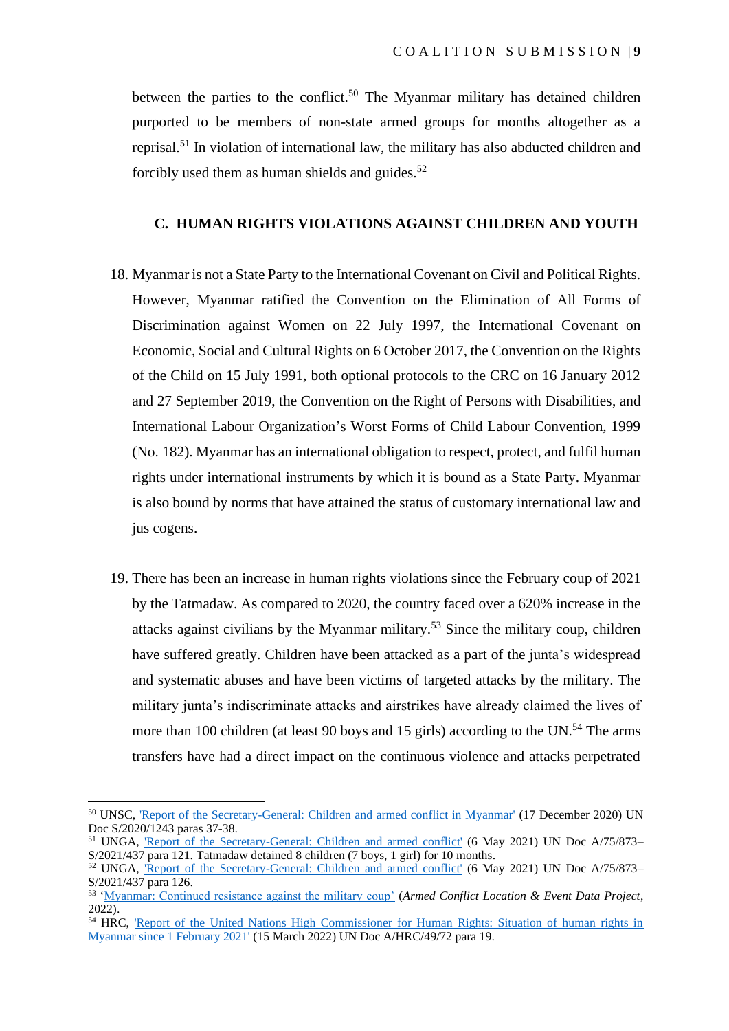between the parties to the conflict.[50] The Myanmar military has detained children purported to be members of non-state armed groups for months altogether as a reprisal.[51] In violation of international law, the military has also abducted children and forcibly used them as human shields and guides.[52]

### C. HUMAN RIGHTS VIOLATIONS AGAINST CHILDREN AND YOUTH

18. Myanmar is not a State Party to the International Covenant on Civil and Political Rights. However, Myanmar ratified the Convention on the Elimination of All Forms of Discrimination against Women on 22 July 1997, the International Covenant on Economic, Social and Cultural Rights on 6 October 2017, the Convention on the Rights of the Child on 15 July 1991, both optional protocols to the CRC on 16 January 2012 and 27 September 2019, the Convention on the Right of Persons with Disabilities, and International Labour Organization's Worst Forms of Child Labour Convention, 1999 (No. 182). Myanmar has an international obligation to respect, protect, and fulfil human rights under international instruments by which it is bound as a State Party. Myanmar is also bound by norms that have attained the status of customary international law and jus cogens.

19. There has been an increase in human rights violations since the February coup of 2021 by the Tatmadaw. As compared to 2020, the country faced over a 620% increase in the attacks against civilians by the Myanmar military.[53] Since the military coup, children have suffered greatly. Children have been attacked as a part of the junta's widespread and systematic abuses and have been victims of targeted attacks by the military. The military junta's indiscriminate attacks and airstrikes have already claimed the lives of more than 100 children (at least 90 boys and 15 girls) according to the UN.[54] The arms transfers have had a direct impact on the continuous violence and attacks perpetrated

---

[50] UNSC, 'Report of the Secretary-General: Children and armed conflict in Myanmar' (17 December 2020) UN Doc S/2020/1243 paras 37-38.

[51] UNGA, 'Report of the Secretary-General: Children and armed conflict' (6 May 2021) UN Doc A/75/873–S/2021/437 para 121. Tatmadaw detained 8 children (7 boys, 1 girl) for 10 months.

[52] UNGA, 'Report of the Secretary-General: Children and armed conflict' (6 May 2021) UN Doc A/75/873–S/2021/437 para 126.

[53] 'Myanmar: Continued resistance against the military coup' (*Armed Conflict Location & Event Data Project*, 2022).

[54] HRC, 'Report of the United Nations High Commissioner for Human Rights: Situation of human rights in Myanmar since 1 February 2021' (15 March 2022) UN Doc A/HRC/49/72 para 19.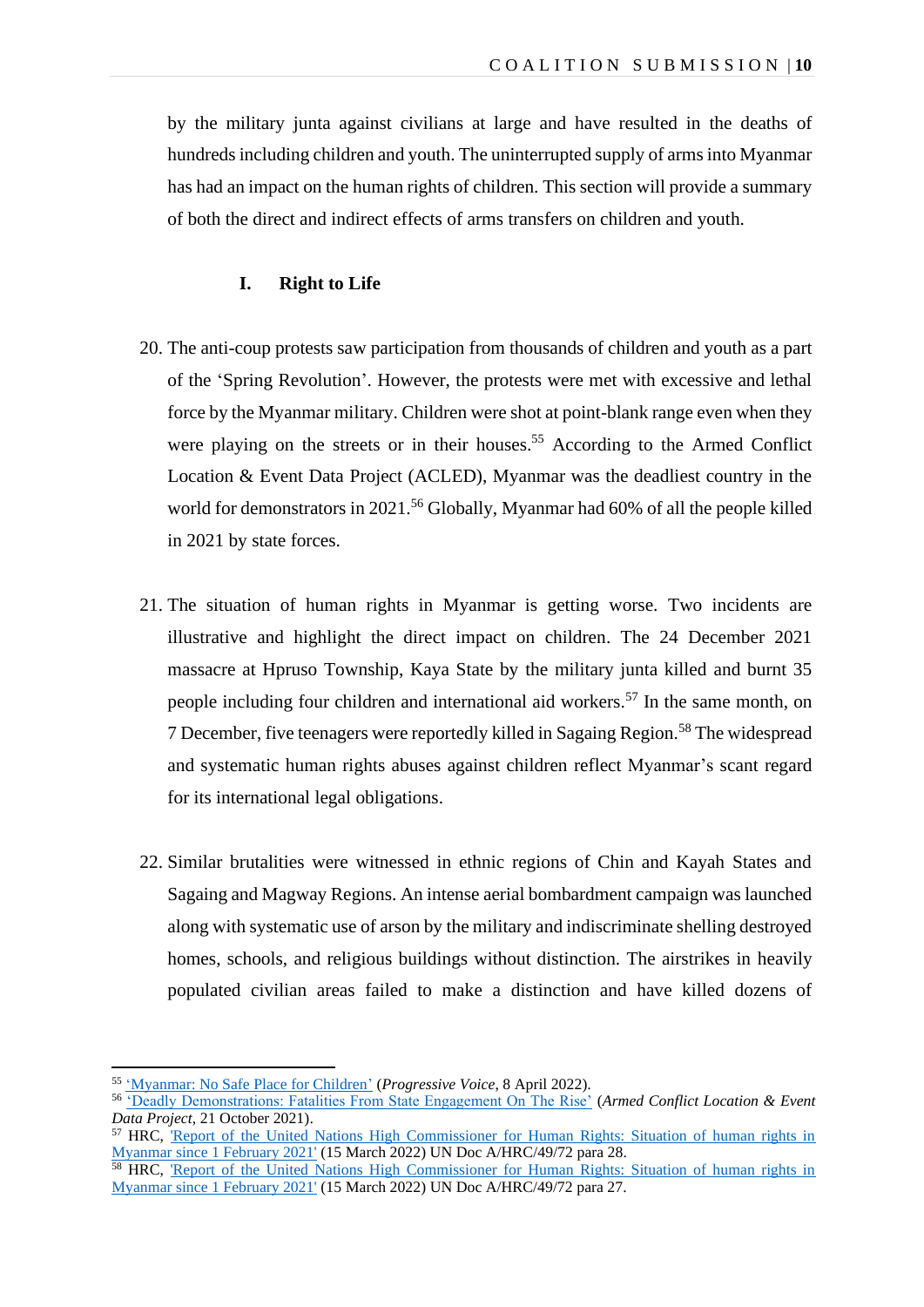by the military junta against civilians at large and have resulted in the deaths of hundreds including children and youth. The uninterrupted supply of arms into Myanmar has had an impact on the human rights of children. This section will provide a summary of both the direct and indirect effects of arms transfers on children and youth.

### I. Right to Life

20. The anti-coup protests saw participation from thousands of children and youth as a part of the 'Spring Revolution'. However, the protests were met with excessive and lethal force by the Myanmar military. Children were shot at point-blank range even when they were playing on the streets or in their houses.[55] According to the Armed Conflict Location & Event Data Project (ACLED), Myanmar was the deadliest country in the world for demonstrators in 2021.[56] Globally, Myanmar had 60% of all the people killed in 2021 by state forces.

21. The situation of human rights in Myanmar is getting worse. Two incidents are illustrative and highlight the direct impact on children. The 24 December 2021 massacre at Hpruso Township, Kaya State by the military junta killed and burnt 35 people including four children and international aid workers.[57] In the same month, on 7 December, five teenagers were reportedly killed in Sagaing Region.[58] The widespread and systematic human rights abuses against children reflect Myanmar's scant regard for its international legal obligations.

22. Similar brutalities were witnessed in ethnic regions of Chin and Kayah States and Sagaing and Magway Regions. An intense aerial bombardment campaign was launched along with systematic use of arson by the military and indiscriminate shelling destroyed homes, schools, and religious buildings without distinction. The airstrikes in heavily populated civilian areas failed to make a distinction and have killed dozens of

---

[55] 'Myanmar: No Safe Place for Children' (*Progressive Voice*, 8 April 2022).

[56] 'Deadly Demonstrations: Fatalities From State Engagement On The Rise' (*Armed Conflict Location & Event Data Project*, 21 October 2021).

[57] HRC, 'Report of the United Nations High Commissioner for Human Rights: Situation of human rights in Myanmar since 1 February 2021' (15 March 2022) UN Doc A/HRC/49/72 para 28.

[58] HRC, 'Report of the United Nations High Commissioner for Human Rights: Situation of human rights in Myanmar since 1 February 2021' (15 March 2022) UN Doc A/HRC/49/72 para 27.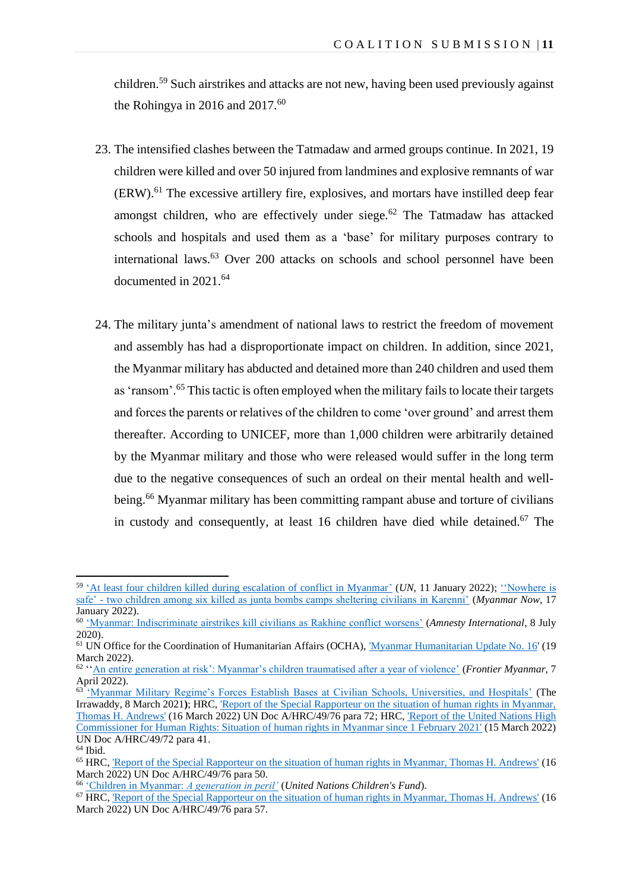children.[59] Such airstrikes and attacks are not new, having been used previously against the Rohingya in 2016 and 2017.[60]

23. The intensified clashes between the Tatmadaw and armed groups continue. In 2021, 19 children were killed and over 50 injured from landmines and explosive remnants of war (ERW).[61] The excessive artillery fire, explosives, and mortars have instilled deep fear amongst children, who are effectively under siege.[62] The Tatmadaw has attacked schools and hospitals and used them as a 'base' for military purposes contrary to international laws.[63] Over 200 attacks on schools and school personnel have been documented in 2021.[64]

24. The military junta's amendment of national laws to restrict the freedom of movement and assembly has had a disproportionate impact on children. In addition, since 2021, the Myanmar military has abducted and detained more than 240 children and used them as 'ransom'.[65] This tactic is often employed when the military fails to locate their targets and forces the parents or relatives of the children to come 'over ground' and arrest them thereafter. According to UNICEF, more than 1,000 children were arbitrarily detained by the Myanmar military and those who were released would suffer in the long term due to the negative consequences of such an ordeal on their mental health and well-being.[66] Myanmar military has been committing rampant abuse and torture of civilians in custody and consequently, at least 16 children have died while detained.[67] The

---

[59] 'At least four children killed during escalation of conflict in Myanmar' (*UN*, 11 January 2022); ''Nowhere is safe' - two children among six killed as junta bombs camps sheltering civilians in Karenni' (*Myanmar Now*, 17 January 2022).

[60] 'Myanmar: Indiscriminate airstrikes kill civilians as Rakhine conflict worsens' (*Amnesty International*, 8 July 2020).

[61] UN Office for the Coordination of Humanitarian Affairs (OCHA), 'Myanmar Humanitarian Update No. 16' (19 March 2022).

[62] ''An entire generation at risk': Myanmar's children traumatised after a year of violence' (*Frontier Myanmar*, 7 April 2022).

[63] 'Myanmar Military Regime's Forces Establish Bases at Civilian Schools, Universities, and Hospitals' (The Irrawaddy, 8 March 2021); HRC, 'Report of the Special Rapporteur on the situation of human rights in Myanmar, Thomas H. Andrews' (16 March 2022) UN Doc A/HRC/49/76 para 72; HRC, 'Report of the United Nations High Commissioner for Human Rights: Situation of human rights in Myanmar since 1 February 2021' (15 March 2022) UN Doc A/HRC/49/72 para 41.

[64] Ibid.

[65] HRC, 'Report of the Special Rapporteur on the situation of human rights in Myanmar, Thomas H. Andrews' (16 March 2022) UN Doc A/HRC/49/76 para 50.

[66] 'Children in Myanmar: *A generation in peril*' (*United Nations Children's Fund*).

[67] HRC, 'Report of the Special Rapporteur on the situation of human rights in Myanmar, Thomas H. Andrews' (16 March 2022) UN Doc A/HRC/49/76 para 57.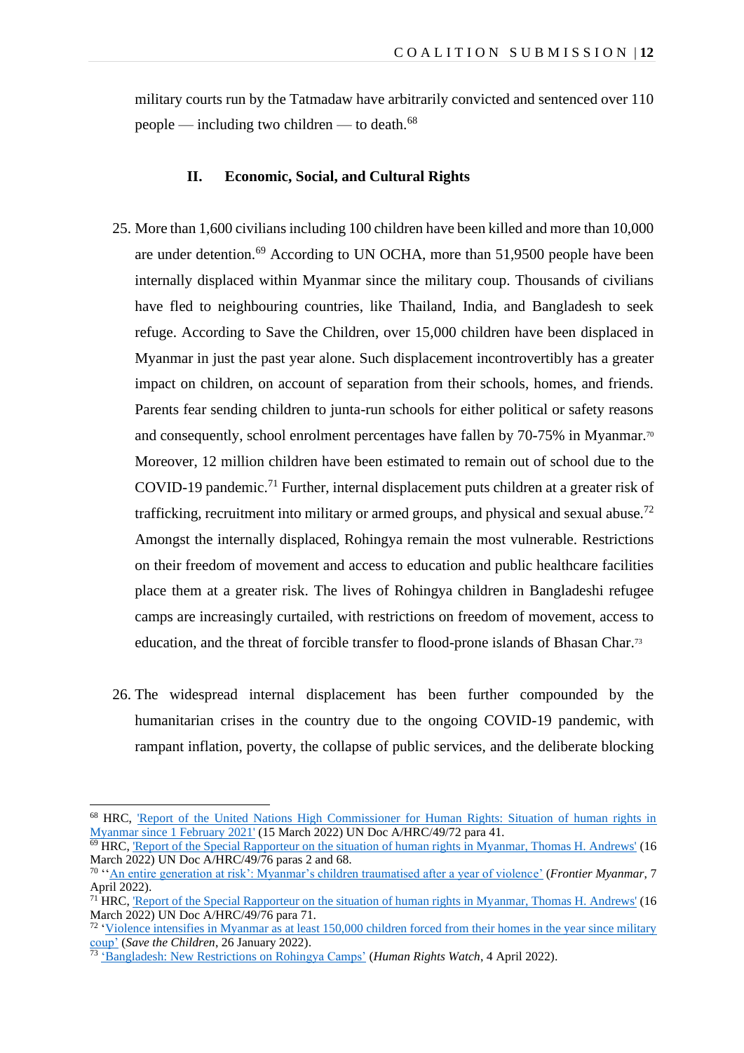military courts run by the Tatmadaw have arbitrarily convicted and sentenced over 110 people — including two children — to death.[68]

### II. Economic, Social, and Cultural Rights

25. More than 1,600 civilians including 100 children have been killed and more than 10,000 are under detention.[69] According to UN OCHA, more than 51,9500 people have been internally displaced within Myanmar since the military coup. Thousands of civilians have fled to neighbouring countries, like Thailand, India, and Bangladesh to seek refuge. According to Save the Children, over 15,000 children have been displaced in Myanmar in just the past year alone. Such displacement incontrovertibly has a greater impact on children, on account of separation from their schools, homes, and friends. Parents fear sending children to junta-run schools for either political or safety reasons and consequently, school enrolment percentages have fallen by 70-75% in Myanmar.[70] Moreover, 12 million children have been estimated to remain out of school due to the COVID-19 pandemic.[71] Further, internal displacement puts children at a greater risk of trafficking, recruitment into military or armed groups, and physical and sexual abuse.[72] Amongst the internally displaced, Rohingya remain the most vulnerable. Restrictions on their freedom of movement and access to education and public healthcare facilities place them at a greater risk. The lives of Rohingya children in Bangladeshi refugee camps are increasingly curtailed, with restrictions on freedom of movement, access to education, and the threat of forcible transfer to flood-prone islands of Bhasan Char.[73]

26. The widespread internal displacement has been further compounded by the humanitarian crises in the country due to the ongoing COVID-19 pandemic, with rampant inflation, poverty, the collapse of public services, and the deliberate blocking

---

[68] HRC, 'Report of the United Nations High Commissioner for Human Rights: Situation of human rights in Myanmar since 1 February 2021' (15 March 2022) UN Doc A/HRC/49/72 para 41.

[69] HRC, 'Report of the Special Rapporteur on the situation of human rights in Myanmar, Thomas H. Andrews' (16 March 2022) UN Doc A/HRC/49/76 paras 2 and 68.

[70] ''An entire generation at risk': Myanmar's children traumatised after a year of violence' (*Frontier Myanmar*, 7 April 2022).

[71] HRC, 'Report of the Special Rapporteur on the situation of human rights in Myanmar, Thomas H. Andrews' (16 March 2022) UN Doc A/HRC/49/76 para 71.

[72] 'Violence intensifies in Myanmar as at least 150,000 children forced from their homes in the year since military coup' (*Save the Children*, 26 January 2022).

[73] 'Bangladesh: New Restrictions on Rohingya Camps' (*Human Rights Watch*, 4 April 2022).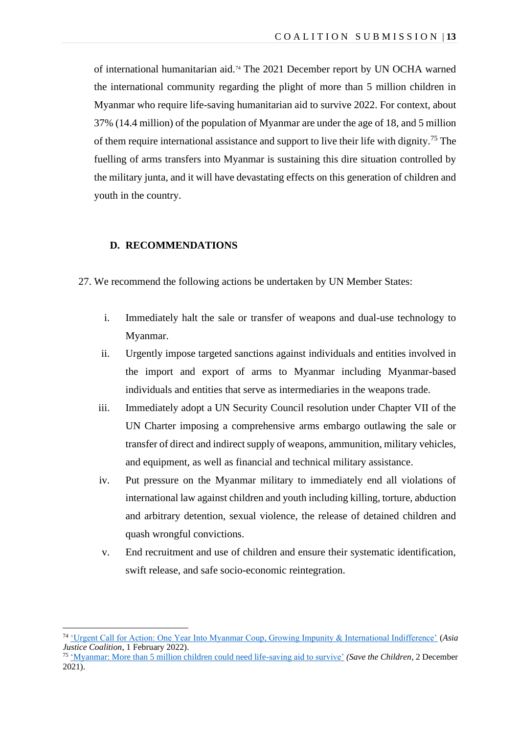of international humanitarian aid.[74] The 2021 December report by UN OCHA warned the international community regarding the plight of more than 5 million children in Myanmar who require life-saving humanitarian aid to survive 2022. For context, about 37% (14.4 million) of the population of Myanmar are under the age of 18, and 5 million of them require international assistance and support to live their life with dignity.[75] The fuelling of arms transfers into Myanmar is sustaining this dire situation controlled by the military junta, and it will have devastating effects on this generation of children and youth in the country.

### D. RECOMMENDATIONS

27. We recommend the following actions be undertaken by UN Member States:

   i. Immediately halt the sale or transfer of weapons and dual-use technology to Myanmar.

   ii. Urgently impose targeted sanctions against individuals and entities involved in the import and export of arms to Myanmar including Myanmar-based individuals and entities that serve as intermediaries in the weapons trade.

   iii. Immediately adopt a UN Security Council resolution under Chapter VII of the UN Charter imposing a comprehensive arms embargo outlawing the sale or transfer of direct and indirect supply of weapons, ammunition, military vehicles, and equipment, as well as financial and technical military assistance.

   iv. Put pressure on the Myanmar military to immediately end all violations of international law against children and youth including killing, torture, abduction and arbitrary detention, sexual violence, the release of detained children and quash wrongful convictions.

   v. End recruitment and use of children and ensure their systematic identification, swift release, and safe socio-economic reintegration.

---

[74] 'Urgent Call for Action: One Year Into Myanmar Coup, Growing Impunity & International Indifference' (*Asia Justice Coalition*, 1 February 2022).

[75] 'Myanmar: More than 5 million children could need life-saving aid to survive' *(Save the Children*, 2 December 2021).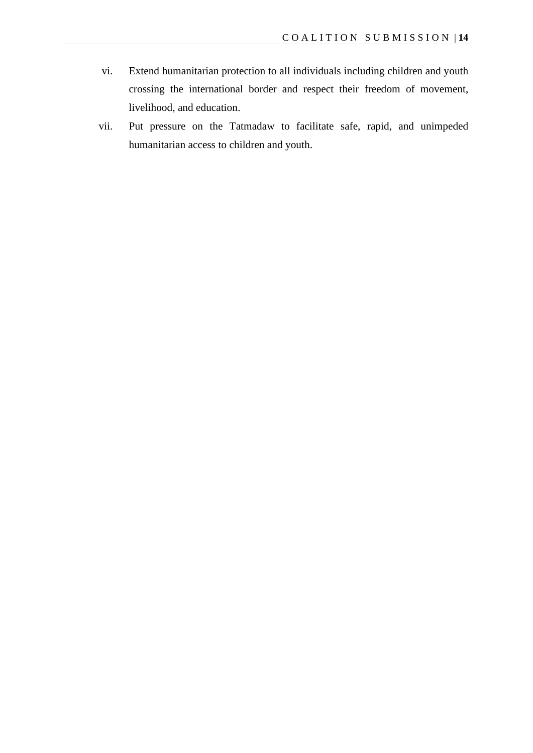vi. Extend humanitarian protection to all individuals including children and youth crossing the international border and respect their freedom of movement, livelihood, and education.

vii. Put pressure on the Tatmadaw to facilitate safe, rapid, and unimpeded humanitarian access to children and youth.